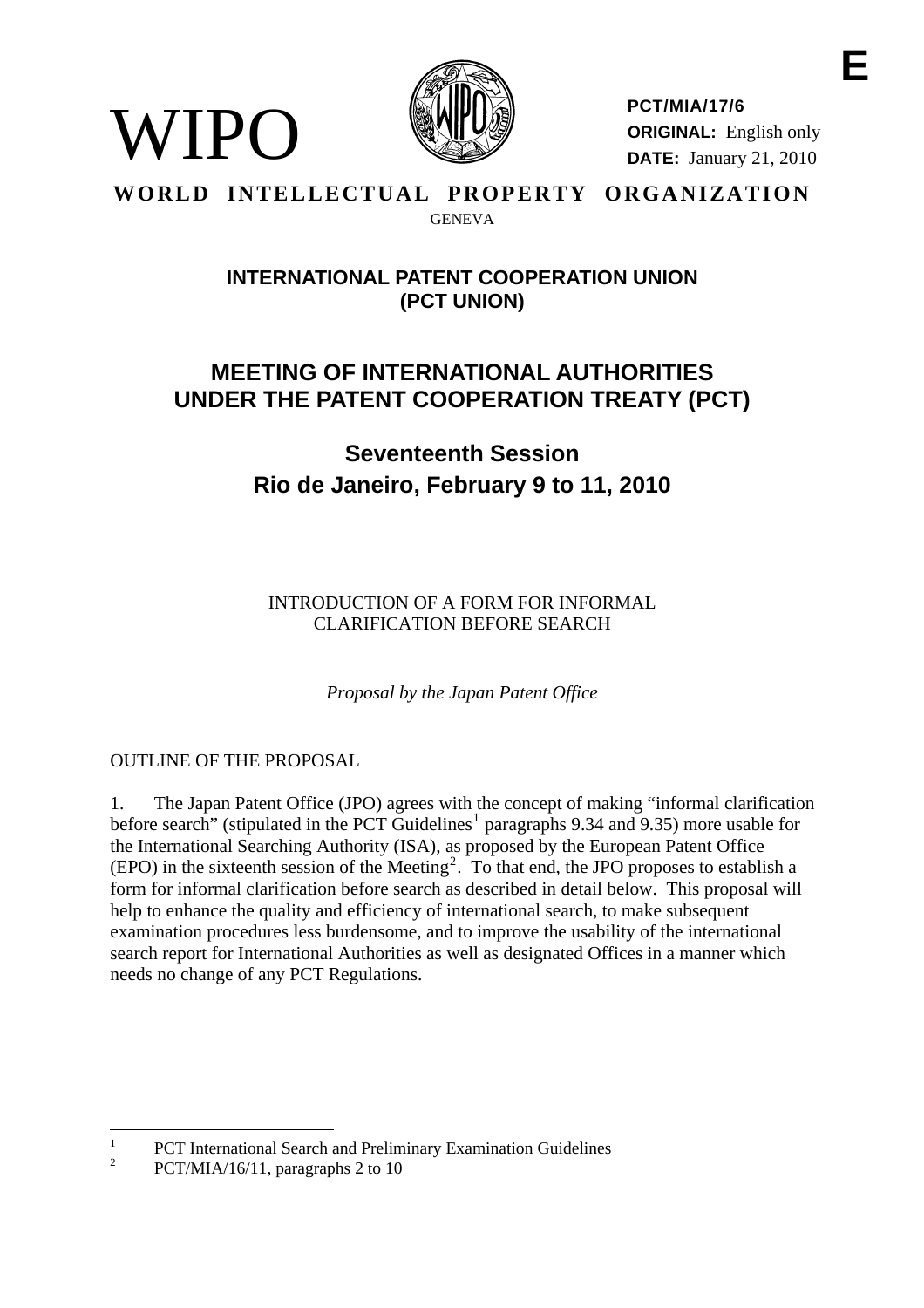WIPO

**PCT/MIA/17/6**
**ORIGINAL:** English only
**DATE:** January 21, 2010

E

**WORLD INTELLECTUAL PROPERTY ORGANIZATION**
GENEVA

## INTERNATIONAL PATENT COOPERATION UNION (PCT UNION)

# MEETING OF INTERNATIONAL AUTHORITIES UNDER THE PATENT COOPERATION TREATY (PCT)

## Seventeenth Session
## Rio de Janeiro, February 9 to 11, 2010

INTRODUCTION OF A FORM FOR INFORMAL CLARIFICATION BEFORE SEARCH

*Proposal by the Japan Patent Office*

OUTLINE OF THE PROPOSAL

1. The Japan Patent Office (JPO) agrees with the concept of making "informal clarification before search" (stipulated in the PCT Guidelines[1] paragraphs 9.34 and 9.35) more usable for the International Searching Authority (ISA), as proposed by the European Patent Office (EPO) in the sixteenth session of the Meeting[2]. To that end, the JPO proposes to establish a form for informal clarification before search as described in detail below. This proposal will help to enhance the quality and efficiency of international search, to make subsequent examination procedures less burdensome, and to improve the usability of the international search report for International Authorities as well as designated Offices in a manner which needs no change of any PCT Regulations.

---

[1] PCT International Search and Preliminary Examination Guidelines
[2] PCT/MIA/16/11, paragraphs 2 to 10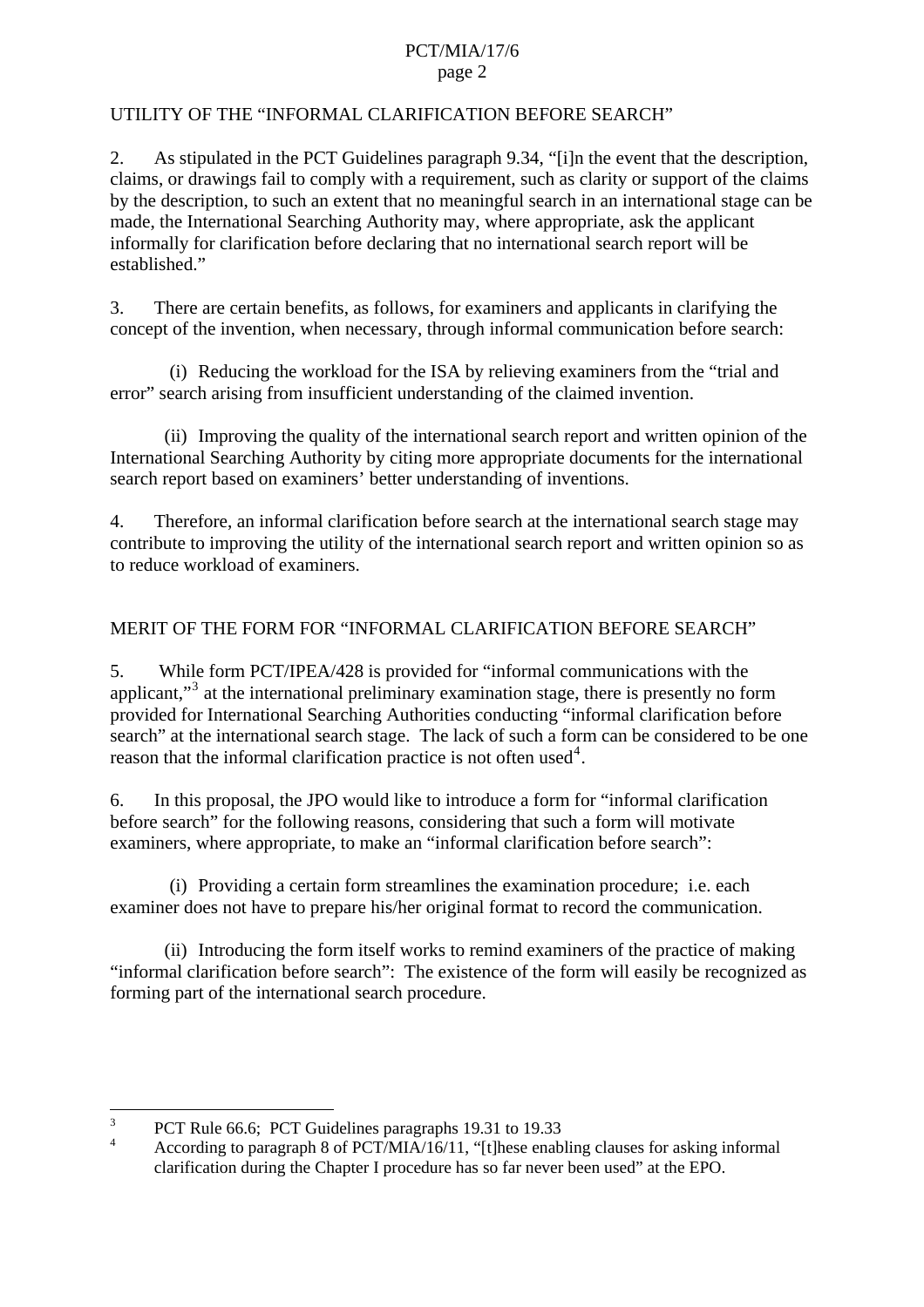## UTILITY OF THE "INFORMAL CLARIFICATION BEFORE SEARCH"

2. As stipulated in the PCT Guidelines paragraph 9.34, "[i]n the event that the description, claims, or drawings fail to comply with a requirement, such as clarity or support of the claims by the description, to such an extent that no meaningful search in an international stage can be made, the International Searching Authority may, where appropriate, ask the applicant informally for clarification before declaring that no international search report will be established."

3. There are certain benefits, as follows, for examiners and applicants in clarifying the concept of the invention, when necessary, through informal communication before search:

(i) Reducing the workload for the ISA by relieving examiners from the "trial and error" search arising from insufficient understanding of the claimed invention.

(ii) Improving the quality of the international search report and written opinion of the International Searching Authority by citing more appropriate documents for the international search report based on examiners' better understanding of inventions.

4. Therefore, an informal clarification before search at the international search stage may contribute to improving the utility of the international search report and written opinion so as to reduce workload of examiners.

## MERIT OF THE FORM FOR "INFORMAL CLARIFICATION BEFORE SEARCH"

5. While form PCT/IPEA/428 is provided for "informal communications with the applicant,"[3] at the international preliminary examination stage, there is presently no form provided for International Searching Authorities conducting "informal clarification before search" at the international search stage. The lack of such a form can be considered to be one reason that the informal clarification practice is not often used[4].

6. In this proposal, the JPO would like to introduce a form for "informal clarification before search" for the following reasons, considering that such a form will motivate examiners, where appropriate, to make an "informal clarification before search":

(i) Providing a certain form streamlines the examination procedure; i.e. each examiner does not have to prepare his/her original format to record the communication.

(ii) Introducing the form itself works to remind examiners of the practice of making "informal clarification before search": The existence of the form will easily be recognized as forming part of the international search procedure.

---

[3] PCT Rule 66.6; PCT Guidelines paragraphs 19.31 to 19.33

[4] According to paragraph 8 of PCT/MIA/16/11, "[t]hese enabling clauses for asking informal clarification during the Chapter I procedure has so far never been used" at the EPO.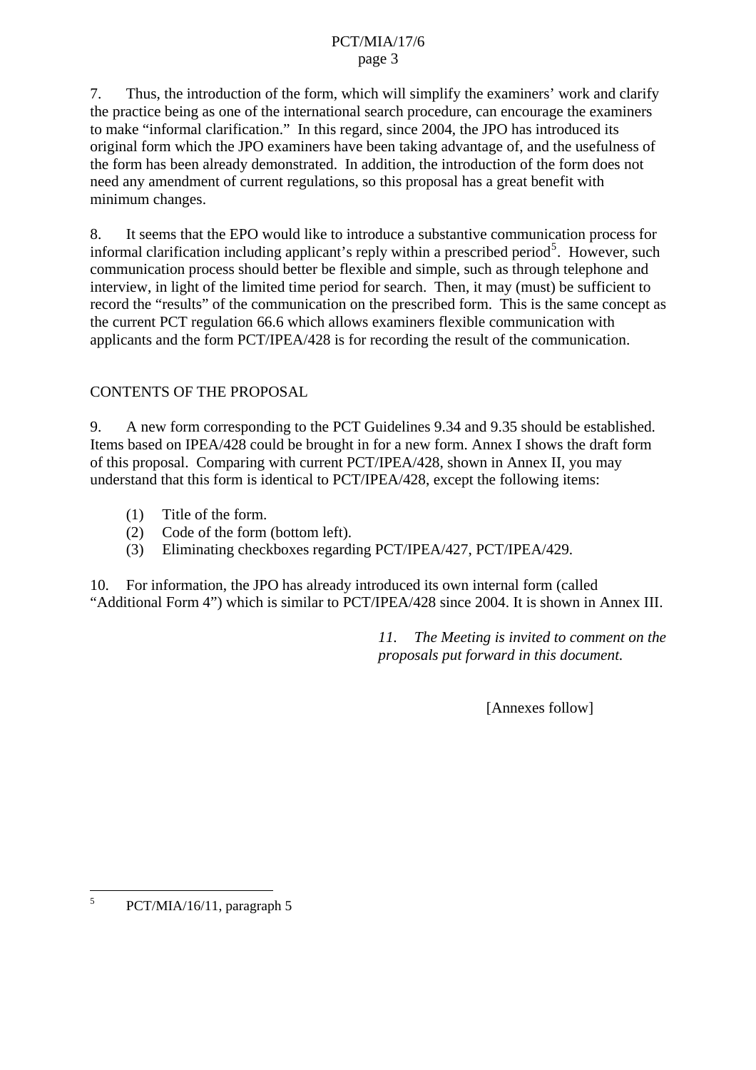7. Thus, the introduction of the form, which will simplify the examiners' work and clarify the practice being as one of the international search procedure, can encourage the examiners to make "informal clarification." In this regard, since 2004, the JPO has introduced its original form which the JPO examiners have been taking advantage of, and the usefulness of the form has been already demonstrated. In addition, the introduction of the form does not need any amendment of current regulations, so this proposal has a great benefit with minimum changes.

8. It seems that the EPO would like to introduce a substantive communication process for informal clarification including applicant's reply within a prescribed period[5]. However, such communication process should better be flexible and simple, such as through telephone and interview, in light of the limited time period for search. Then, it may (must) be sufficient to record the "results" of the communication on the prescribed form. This is the same concept as the current PCT regulation 66.6 which allows examiners flexible communication with applicants and the form PCT/IPEA/428 is for recording the result of the communication.

## CONTENTS OF THE PROPOSAL

9. A new form corresponding to the PCT Guidelines 9.34 and 9.35 should be established. Items based on IPEA/428 could be brought in for a new form. Annex I shows the draft form of this proposal. Comparing with current PCT/IPEA/428, shown in Annex II, you may understand that this form is identical to PCT/IPEA/428, except the following items:

(1) Title of the form.
(2) Code of the form (bottom left).
(3) Eliminating checkboxes regarding PCT/IPEA/427, PCT/IPEA/429.

10. For information, the JPO has already introduced its own internal form (called "Additional Form 4") which is similar to PCT/IPEA/428 since 2004. It is shown in Annex III.

*11. The Meeting is invited to comment on the proposals put forward in this document.*

[Annexes follow]

---

[5] PCT/MIA/16/11, paragraph 5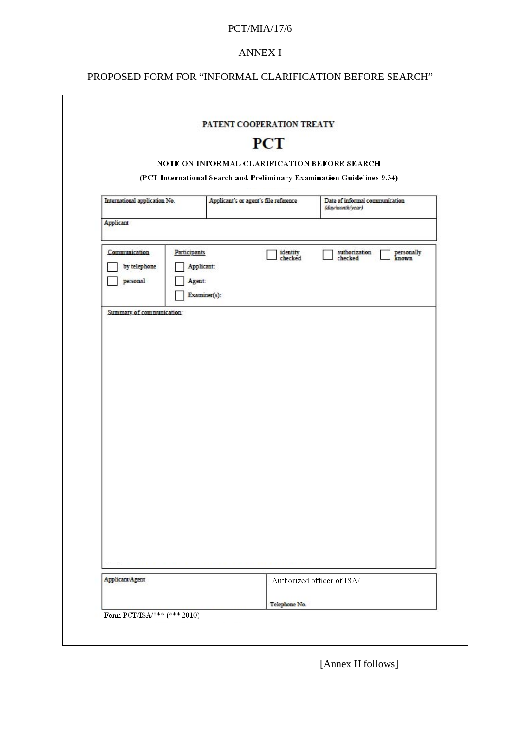ANNEX I

PROPOSED FORM FOR "INFORMAL CLARIFICATION BEFORE SEARCH"

PATENT COOPERATION TREATY

**PCT**

NOTE ON INFORMAL CLARIFICATION BEFORE SEARCH

**(PCT International Search and Preliminary Examination Guidelines 9.34)**

| International application No. | Applicant's or agent's file reference | Date of informal communication *(day/month/year)* |
|---|---|---|
| Applicant | | |

| Communication | Participants | | |
|---|---|---|---|
| ☐ by telephone | ☐ Applicant: | ☐ identity checked | ☐ authorization checked ☐ personally known |
| ☐ personal | ☐ Agent: | | |
| | ☐ Examiner(s): | | |

Summary of communication:

| Applicant/Agent | Authorized officer of ISA/ Telephone No. |
|---|---|

Form PCT/ISA/*** (*** 2010)

[Annex II follows]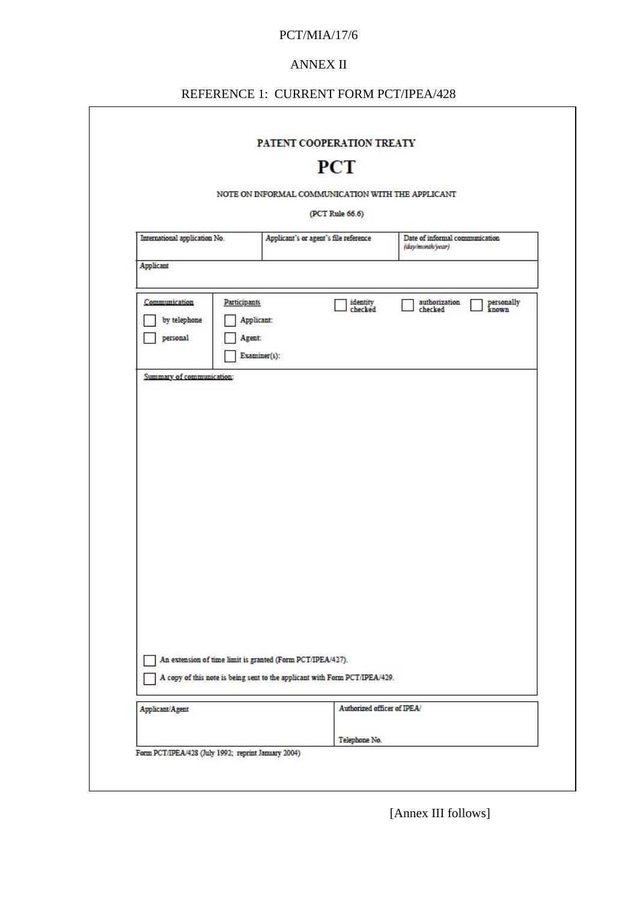ANNEX II

REFERENCE 1: CURRENT FORM PCT/IPEA/428

PATENT COOPERATION TREATY

# PCT

NOTE ON INFORMAL COMMUNICATION WITH THE APPLICANT

(PCT Rule 66.6)

| International application No. | Applicant's or agent's file reference | Date of informal communication *(day/month/year)* |
|---|---|---|
| Applicant | | |

| Communication | Participants | ☐ identity checked | ☐ authorization checked | ☐ personally known |
|---|---|---|---|---|
| ☐ by telephone | ☐ Applicant: | | | |
| ☐ personal | ☐ Agent: | | | |
| | ☐ Examiner(s): | | | |

Summary of communication:

☐ An extension of time limit is granted (Form PCT/IPEA/427).

☐ A copy of this note is being sent to the applicant with Form PCT/IPEA/429.

| Applicant/Agent | Authorized officer of IPEA/<br><br>Telephone No. |
|---|---|

Form PCT/IPEA/428 (July 1992; reprint January 2004)

[Annex III follows]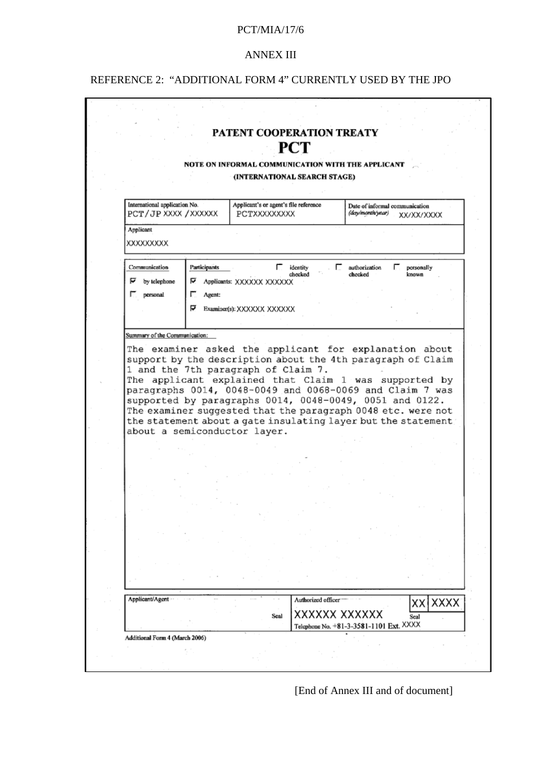ANNEX III

REFERENCE 2: "ADDITIONAL FORM 4" CURRENTLY USED BY THE JPO

**PATENT COOPERATION TREATY**

**PCT**

**NOTE ON INFORMAL COMMUNICATION WITH THE APPLICANT**

**(INTERNATIONAL SEARCH STAGE)**

| International application No. | Applicant's or agent's file reference | Date of informal communication (day/month/year) |
| --- | --- | --- |
| PCT/JP XXXX /XXXXXX | PCTXXXXXXXXX | XX/XX/XXXX |

Applicant

XXXXXXXXX

| Communication | Participants | ☐ identity checked | ☐ authorization checked | ☐ personally known |
| --- | --- | --- | --- | --- |
| ☑ by telephone | ☑ Applicants: XXXXXX XXXXXX | | | |
| ☐ personal | ☐ Agent: | | | |
| | ☑ Examiner(s): XXXXXX XXXXXX | | | |

Summary of the Communication:

The examiner asked the applicant for explanation about support by the description about the 4th paragraph of Claim 1 and the 7th paragraph of Claim 7.
The applicant explained that Claim 1 was supported by paragraphs 0014, 0048-0049 and 0068-0069 and Claim 7 was supported by paragraphs 0014, 0048-0049, 0051 and 0122.
The examiner suggested that the paragraph 0048 etc. were not the statement about a gate insulating layer but the statement about a semiconductor layer.

| Applicant/Agent | Authorized officer |
| --- | --- |
| Seal | XX XXXX<br>XXXXXX XXXXXX<br>Seal<br>Telephone No. +81-3-3581-1101 Ext. XXXX |

Additional Form 4 (March 2006)

[End of Annex III and of document]